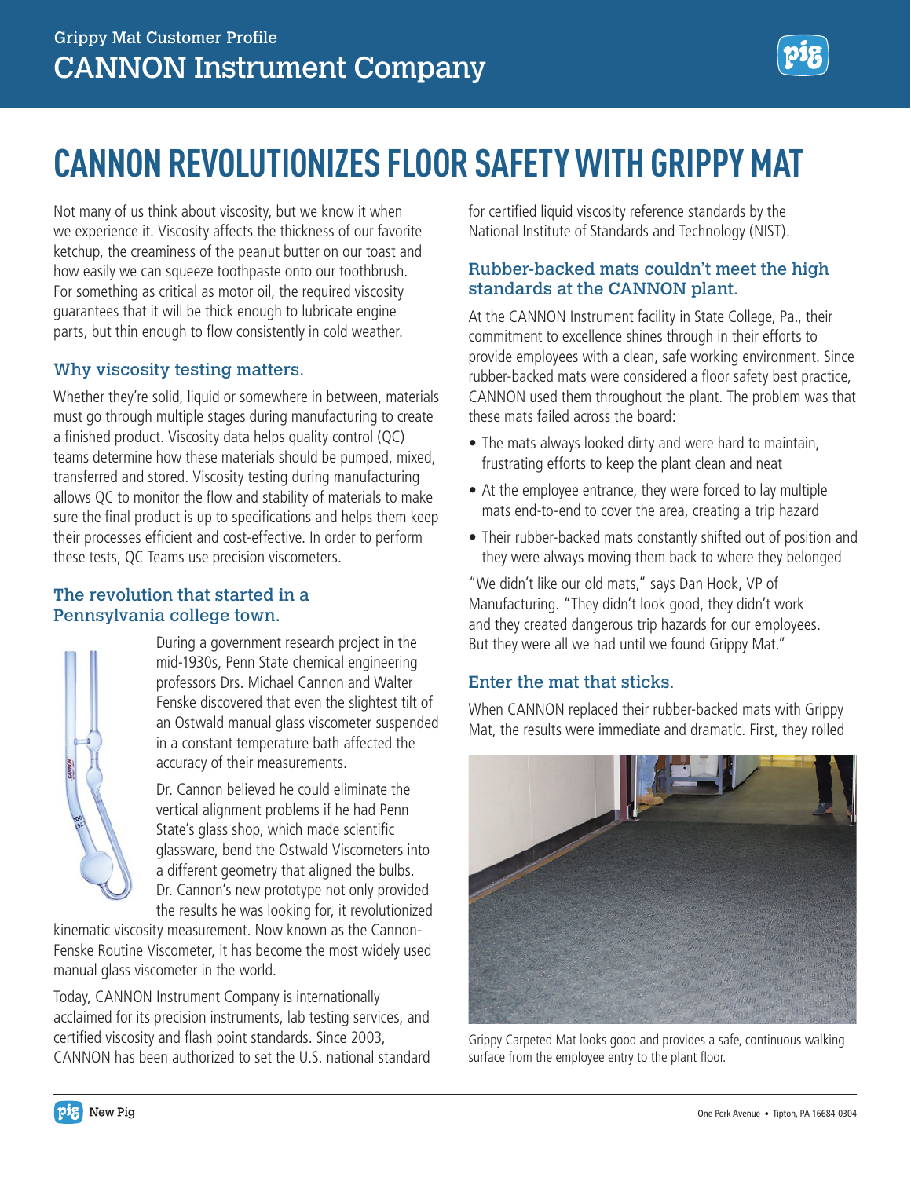Grippy Mat Customer Profile

# CANNON Instrument Company

# CANNON REVOLUTIONIZES FLOOR SAFETY WITH GRIPPY MAT

Not many of us think about viscosity, but we know it when we experience it. Viscosity affects the thickness of our favorite ketchup, the creaminess of the peanut butter on our toast and how easily we can squeeze toothpaste onto our toothbrush. For something as critical as motor oil, the required viscosity guarantees that it will be thick enough to lubricate engine parts, but thin enough to flow consistently in cold weather.

## Why viscosity testing matters.

Whether they're solid, liquid or somewhere in between, materials must go through multiple stages during manufacturing to create a finished product. Viscosity data helps quality control (QC) teams determine how these materials should be pumped, mixed, transferred and stored. Viscosity testing during manufacturing allows QC to monitor the flow and stability of materials to make sure the final product is up to specifications and helps them keep their processes efficient and cost-effective. In order to perform these tests, QC Teams use precision viscometers.

## The revolution that started in a Pennsylvania college town.

During a government research project in the mid-1930s, Penn State chemical engineering professors Drs. Michael Cannon and Walter Fenske discovered that even the slightest tilt of an Ostwald manual glass viscometer suspended in a constant temperature bath affected the accuracy of their measurements.

Dr. Cannon believed he could eliminate the vertical alignment problems if he had Penn State's glass shop, which made scientific glassware, bend the Ostwald Viscometers into a different geometry that aligned the bulbs. Dr. Cannon's new prototype not only provided the results he was looking for, it revolutionized kinematic viscosity measurement. Now known as the Cannon-Fenske Routine Viscometer, it has become the most widely used manual glass viscometer in the world.

Today, CANNON Instrument Company is internationally acclaimed for its precision instruments, lab testing services, and certified viscosity and flash point standards. Since 2003, CANNON has been authorized to set the U.S. national standard for certified liquid viscosity reference standards by the National Institute of Standards and Technology (NIST).

## Rubber-backed mats couldn't meet the high standards at the CANNON plant.

At the CANNON Instrument facility in State College, Pa., their commitment to excellence shines through in their efforts to provide employees with a clean, safe working environment. Since rubber-backed mats were considered a floor safety best practice, CANNON used them throughout the plant. The problem was that these mats failed across the board:

- The mats always looked dirty and were hard to maintain, frustrating efforts to keep the plant clean and neat
- At the employee entrance, they were forced to lay multiple mats end-to-end to cover the area, creating a trip hazard
- Their rubber-backed mats constantly shifted out of position and they were always moving them back to where they belonged

"We didn't like our old mats," says Dan Hook, VP of Manufacturing. "They didn't look good, they didn't work and they created dangerous trip hazards for our employees. But they were all we had until we found Grippy Mat."

## Enter the mat that sticks.

When CANNON replaced their rubber-backed mats with Grippy Mat, the results were immediate and dramatic. First, they rolled

Grippy Carpeted Mat looks good and provides a safe, continuous walking surface from the employee entry to the plant floor.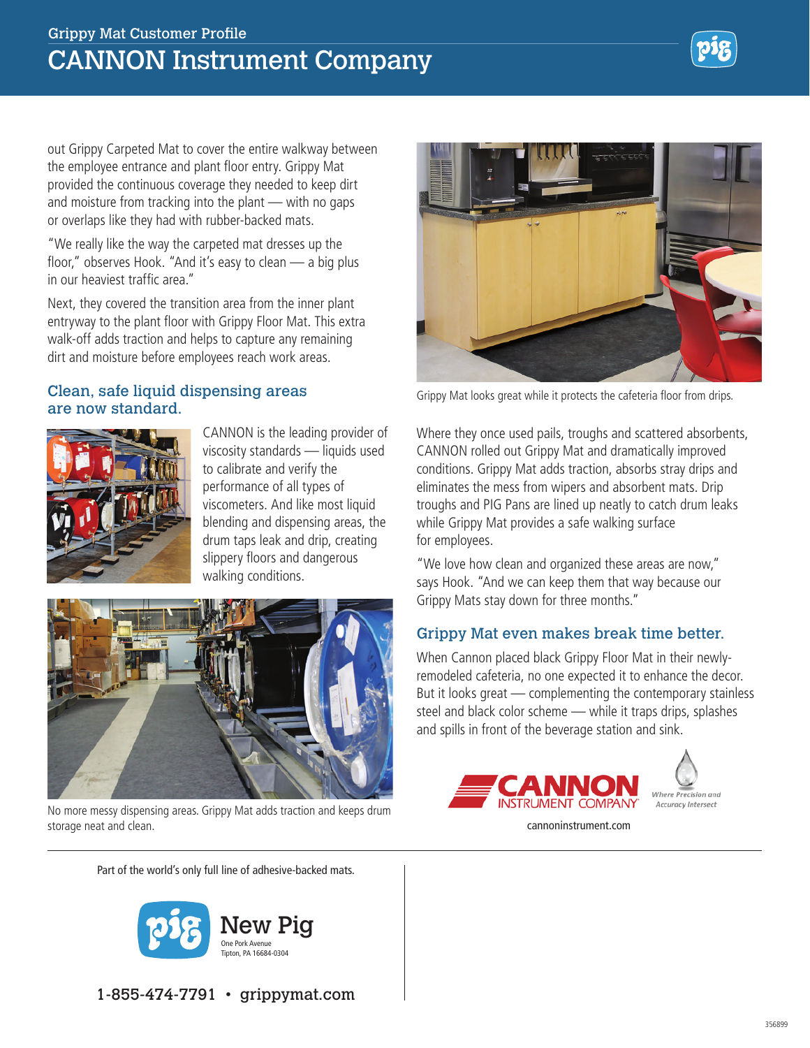out Grippy Carpeted Mat to cover the entire walkway between the employee entrance and plant floor entry. Grippy Mat provided the continuous coverage they needed to keep dirt and moisture from tracking into the plant — with no gaps or overlaps like they had with rubber-backed mats.

"We really like the way the carpeted mat dresses up the floor," observes Hook. "And it's easy to clean — a big plus in our heaviest traffic area."

Next, they covered the transition area from the inner plant entryway to the plant floor with Grippy Floor Mat. This extra walk-off adds traction and helps to capture any remaining dirt and moisture before employees reach work areas.

## Clean, safe liquid dispensing areas are now standard.

CANNON is the leading provider of viscosity standards — liquids used to calibrate and verify the performance of all types of viscometers. And like most liquid blending and dispensing areas, the drum taps leak and drip, creating slippery floors and dangerous walking conditions.

No more messy dispensing areas. Grippy Mat adds traction and keeps drum storage neat and clean.

Grippy Mat looks great while it protects the cafeteria floor from drips.

Where they once used pails, troughs and scattered absorbents, CANNON rolled out Grippy Mat and dramatically improved conditions. Grippy Mat adds traction, absorbs stray drips and eliminates the mess from wipers and absorbent mats. Drip troughs and PIG Pans are lined up neatly to catch drum leaks while Grippy Mat provides a safe walking surface for employees.

"We love how clean and organized these areas are now," says Hook. "And we can keep them that way because our Grippy Mats stay down for three months."

## Grippy Mat even makes break time better.

When Cannon placed black Grippy Floor Mat in their newly-remodeled cafeteria, no one expected it to enhance the decor. But it looks great — complementing the contemporary stainless steel and black color scheme — while it traps drips, splashes and spills in front of the beverage station and sink.

CANNON INSTRUMENT COMPANY

Where Precision and Accuracy Intersect

cannoninstrument.com

Part of the world's only full line of adhesive-backed mats.

New Pig
One Pork Avenue
Tipton, PA 16684-0304

1-855-474-7791 • grippymat.com

356899